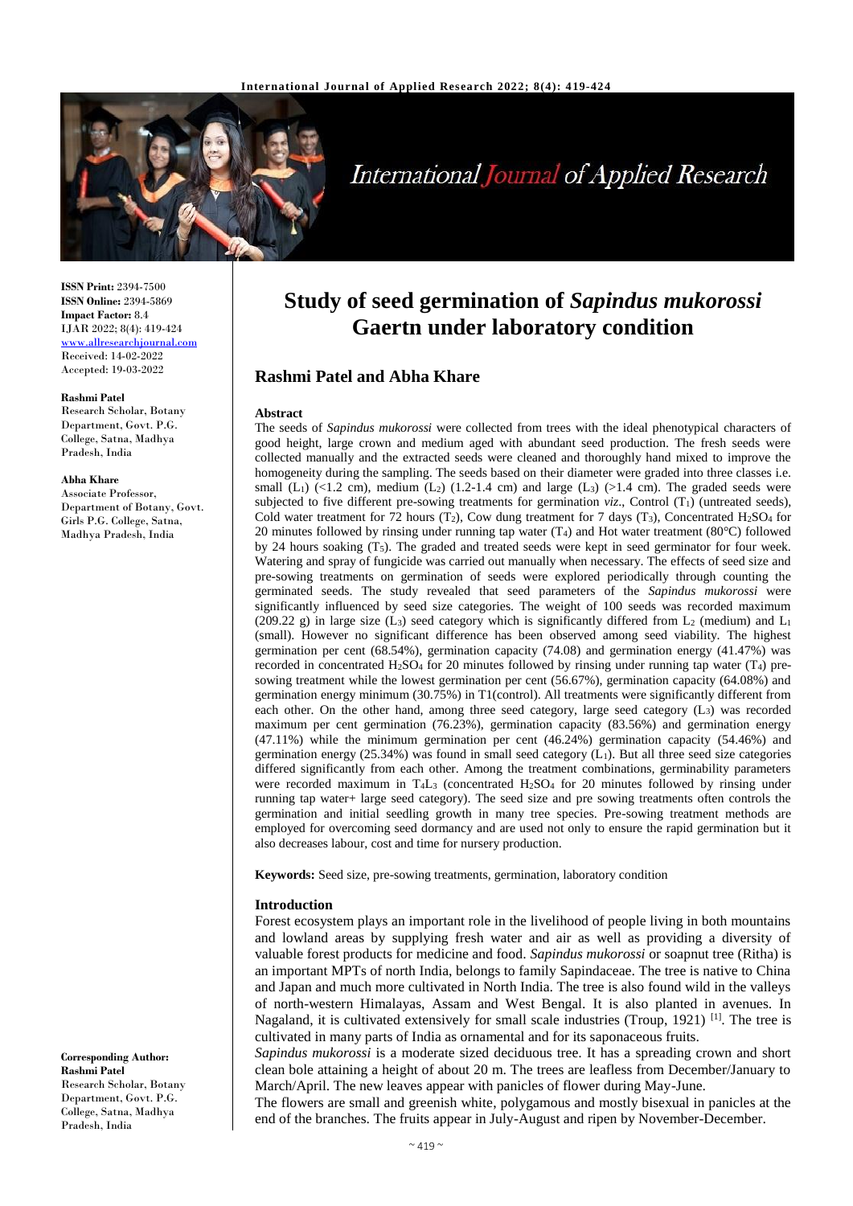**ISSN Print:** 2394-7500
**ISSN Online:** 2394-5869
**Impact Factor:** 8.4
IJAR 2022; 8(4): 419-424
www.allresearchjournal.com
Received: 14-02-2022
Accepted: 19-03-2022

**Rashmi Patel**
Research Scholar, Botany Department, Govt. P.G. College, Satna, Madhya Pradesh, India

**Abha Khare**
Associate Professor, Department of Botany, Govt. Girls P.G. College, Satna, Madhya Pradesh, India

**Corresponding Author:**
**Rashmi Patel**
Research Scholar, Botany Department, Govt. P.G. College, Satna, Madhya Pradesh, India

# Study of seed germination of *Sapindus mukorossi* Gaertn under laboratory condition

## Rashmi Patel and Abha Khare

**Abstract**

The seeds of *Sapindus mukorossi* were collected from trees with the ideal phenotypical characters of good height, large crown and medium aged with abundant seed production. The fresh seeds were collected manually and the extracted seeds were cleaned and thoroughly hand mixed to improve the homogeneity during the sampling. The seeds based on their diameter were graded into three classes i.e. small ($L_1$) (<1.2 cm), medium ($L_2$) (1.2-1.4 cm) and large ($L_3$) (>1.4 cm). The graded seeds were subjected to five different pre-sowing treatments for germination *viz*., Control ($T_1$) (untreated seeds), Cold water treatment for 72 hours ($T_2$), Cow dung treatment for 7 days ($T_3$), Concentrated $H_2SO_4$ for 20 minutes followed by rinsing under running tap water ($T_4$) and Hot water treatment (80°C) followed by 24 hours soaking ($T_5$). The graded and treated seeds were kept in seed germinator for four week. Watering and spray of fungicide was carried out manually when necessary. The effects of seed size and pre-sowing treatments on germination of seeds were explored periodically through counting the germinated seeds. The study revealed that seed parameters of the *Sapindus mukorossi* were significantly influenced by seed size categories. The weight of 100 seeds was recorded maximum (209.22 g) in large size ($L_3$) seed category which is significantly differed from $L_2$ (medium) and $L_1$ (small). However no significant difference has been observed among seed viability. The highest germination per cent (68.54%), germination capacity (74.08) and germination energy (41.47%) was recorded in concentrated $H_2SO_4$ for 20 minutes followed by rinsing under running tap water ($T_4$) pre-sowing treatment while the lowest germination per cent (56.67%), germination capacity (64.08%) and germination energy minimum (30.75%) in T1(control). All treatments were significantly different from each other. On the other hand, among three seed category, large seed category ($L_3$) was recorded maximum per cent germination (76.23%), germination capacity (83.56%) and germination energy (47.11%) while the minimum germination per cent (46.24%) germination capacity (54.46%) and germination energy (25.34%) was found in small seed category ($L_1$). But all three seed size categories differed significantly from each other. Among the treatment combinations, germinability parameters were recorded maximum in $T_4L_3$ (concentrated $H_2SO_4$ for 20 minutes followed by rinsing under running tap water+ large seed category). The seed size and pre sowing treatments often controls the germination and initial seedling growth in many tree species. Pre-sowing treatment methods are employed for overcoming seed dormancy and are used not only to ensure the rapid germination but it also decreases labour, cost and time for nursery production.

**Keywords:** Seed size, pre-sowing treatments, germination, laboratory condition

## Introduction

Forest ecosystem plays an important role in the livelihood of people living in both mountains and lowland areas by supplying fresh water and air as well as providing a diversity of valuable forest products for medicine and food. *Sapindus mukorossi* or soapnut tree (Ritha) is an important MPTs of north India, belongs to family Sapindaceae. The tree is native to China and Japan and much more cultivated in North India. The tree is also found wild in the valleys of north-western Himalayas, Assam and West Bengal. It is also planted in avenues. In Nagaland, it is cultivated extensively for small scale industries (Troup, 1921) [1]. The tree is cultivated in many parts of India as ornamental and for its saponaceous fruits.

*Sapindus mukorossi* is a moderate sized deciduous tree. It has a spreading crown and short clean bole attaining a height of about 20 m. The trees are leafless from December/January to March/April. The new leaves appear with panicles of flower during May-June.

The flowers are small and greenish white, polygamous and mostly bisexual in panicles at the end of the branches. The fruits appear in July-August and ripen by November-December.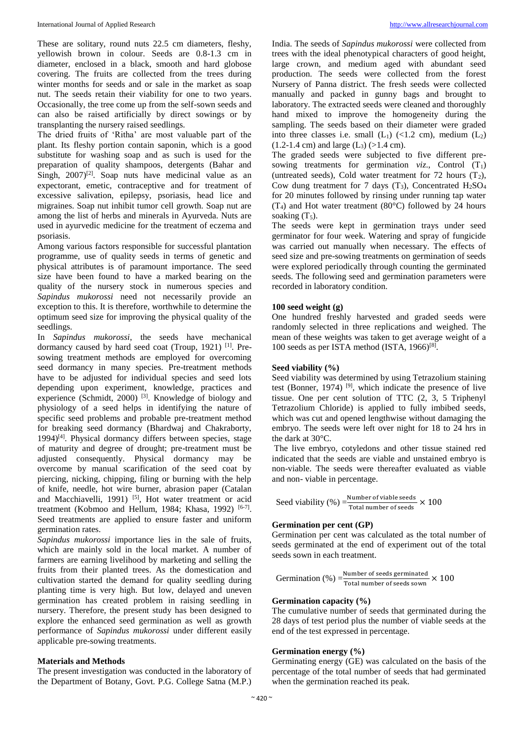These are solitary, round nuts 22.5 cm diameters, fleshy, yellowish brown in colour. Seeds are 0.8-1.3 cm in diameter, enclosed in a black, smooth and hard globose covering. The fruits are collected from the trees during winter months for seeds and or sale in the market as soap nut. The seeds retain their viability for one to two years. Occasionally, the tree come up from the self-sown seeds and can also be raised artificially by direct sowings or by transplanting the nursery raised seedlings.

The dried fruits of 'Ritha' are most valuable part of the plant. Its fleshy portion contain saponin, which is a good substitute for washing soap and as such is used for the preparation of quality shampoos, detergents (Bahar and Singh, 2007)[2]. Soap nuts have medicinal value as an expectorant, emetic, contraceptive and for treatment of excessive salivation, epilepsy, psoriasis, head lice and migraines. Soap nut inhibit tumor cell growth. Soap nut are among the list of herbs and minerals in Ayurveda. Nuts are used in ayurvedic medicine for the treatment of eczema and psoriasis.

Among various factors responsible for successful plantation programme, use of quality seeds in terms of genetic and physical attributes is of paramount importance. The seed size have been found to have a marked bearing on the quality of the nursery stock in numerous species and *Sapindus mukorossi* need not necessarily provide an exception to this. It is therefore, worthwhile to determine the optimum seed size for improving the physical quality of the seedlings.

In *Sapindus mukorossi*, the seeds have mechanical dormancy caused by hard seed coat (Troup, 1921) [1]. Pre-sowing treatment methods are employed for overcoming seed dormancy in many species. Pre-treatment methods have to be adjusted for individual species and seed lots depending upon experiment, knowledge, practices and experience (Schmidt, 2000) [3]. Knowledge of biology and physiology of a seed helps in identifying the nature of specific seed problems and probable pre-treatment method for breaking seed dormancy (Bhardwaj and Chakraborty, 1994)[4]. Physical dormancy differs between species, stage of maturity and degree of drought; pre-treatment must be adjusted consequently. Physical dormancy may be overcome by manual scarification of the seed coat by piercing, nicking, chipping, filing or burning with the help of knife, needle, hot wire burner, abrasion paper (Catalan and Macchiavelli, 1991) [5], Hot water treatment or acid treatment (Kobmoo and Hellum, 1984; Khasa, 1992) [6-7]. Seed treatments are applied to ensure faster and uniform germination rates.

*Sapindus mukorossi* importance lies in the sale of fruits, which are mainly sold in the local market. A number of farmers are earning livelihood by marketing and selling the fruits from their planted trees. As the domestication and cultivation started the demand for quality seedling during planting time is very high. But low, delayed and uneven germination has created problem in raising seedling in nursery. Therefore, the present study has been designed to explore the enhanced seed germination as well as growth performance of *Sapindus mukorossi* under different easily applicable pre-sowing treatments.

## Materials and Methods

The present investigation was conducted in the laboratory of the Department of Botany, Govt. P.G. College Satna (M.P.) India. The seeds of *Sapindus mukorossi* were collected from trees with the ideal phenotypical characters of good height, large crown, and medium aged with abundant seed production. The seeds were collected from the forest Nursery of Panna district. The fresh seeds were collected manually and packed in gunny bags and brought to laboratory. The extracted seeds were cleaned and thoroughly hand mixed to improve the homogeneity during the sampling. The seeds based on their diameter were graded into three classes i.e. small ($L_1$) (<1.2 cm), medium ($L_2$) (1.2-1.4 cm) and large ($L_3$) (>1.4 cm).

The graded seeds were subjected to five different pre-sowing treatments for germination *viz*., Control ($T_1$) (untreated seeds), Cold water treatment for 72 hours ($T_2$), Cow dung treatment for 7 days ($T_3$), Concentrated $H_2SO_4$ for 20 minutes followed by rinsing under running tap water ($T_4$) and Hot water treatment (80°C) followed by 24 hours soaking ($T_5$).

The seeds were kept in germination trays under seed germinator for four week. Watering and spray of fungicide was carried out manually when necessary. The effects of seed size and pre-sowing treatments on germination of seeds were explored periodically through counting the germinated seeds. The following seed and germination parameters were recorded in laboratory condition.

### 100 seed weight (g)

One hundred freshly harvested and graded seeds were randomly selected in three replications and weighed. The mean of these weights was taken to get average weight of a 100 seeds as per ISTA method (ISTA, 1966)[8].

### Seed viability (%)

Seed viability was determined by using Tetrazolium staining test (Bonner, 1974) [9], which indicate the presence of live tissue. One per cent solution of TTC (2, 3, 5 Triphenyl Tetrazolium Chloride) is applied to fully imbibed seeds, which was cut and opened lengthwise without damaging the embryo. The seeds were left over night for 18 to 24 hrs in the dark at 30°C.

The live embryo, cotyledons and other tissue stained red indicated that the seeds are viable and unstained embryo is non-viable. The seeds were thereafter evaluated as viable and non- viable in percentage.

$$\text{Seed viability (\%)} = \frac{\text{Number of viable seeds}}{\text{Total number of seeds}} \times 100$$

### Germination per cent (GP)

Germination per cent was calculated as the total number of seeds germinated at the end of experiment out of the total seeds sown in each treatment.

$$\text{Germination (\%)} = \frac{\text{Number of seeds germinated}}{\text{Total number of seeds sown}} \times 100$$

### Germination capacity (%)

The cumulative number of seeds that germinated during the 28 days of test period plus the number of viable seeds at the end of the test expressed in percentage.

### Germination energy (%)

Germinating energy (GE) was calculated on the basis of the percentage of the total number of seeds that had germinated when the germination reached its peak.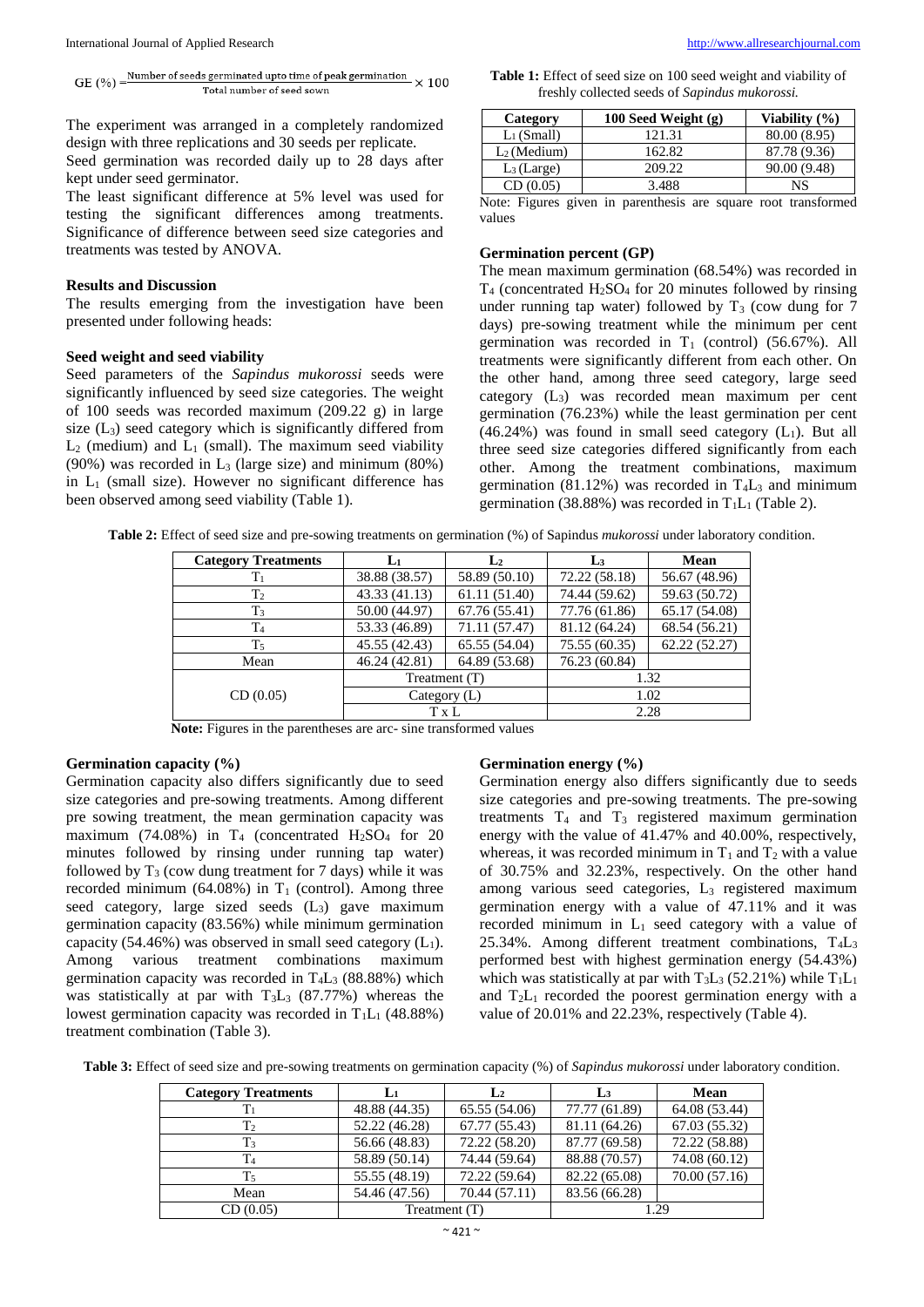$$GE\ (\%) = \frac{\text{Number of seeds germinated upto time of peak germination}}{\text{Total number of seed sown}} \times 100$$

The experiment was arranged in a completely randomized design with three replications and 30 seeds per replicate.

Seed germination was recorded daily up to 28 days after kept under seed germinator.

The least significant difference at 5% level was used for testing the significant differences among treatments. Significance of difference between seed size categories and treatments was tested by ANOVA.

### Results and Discussion

The results emerging from the investigation have been presented under following heads:

### Seed weight and seed viability

Seed parameters of the *Sapindus mukorossi* seeds were significantly influenced by seed size categories. The weight of 100 seeds was recorded maximum (209.22 g) in large size ($L_3$) seed category which is significantly differed from $L_2$ (medium) and $L_1$ (small). The maximum seed viability (90%) was recorded in $L_3$ (large size) and minimum (80%) in $L_1$ (small size). However no significant difference has been observed among seed viability (Table 1).

**Table 1:** Effect of seed size on 100 seed weight and viability of freshly collected seeds of *Sapindus mukorossi.*

| Category | 100 Seed Weight (g) | Viability (%) |
|---|---|---|
| $L_1$ (Small) | 121.31 | 80.00 (8.95) |
| $L_2$ (Medium) | 162.82 | 87.78 (9.36) |
| $L_3$ (Large) | 209.22 | 90.00 (9.48) |
| CD (0.05) | 3.488 | NS |

Note: Figures given in parenthesis are square root transformed values

### Germination percent (GP)

The mean maximum germination (68.54%) was recorded in $T_4$ (concentrated $H_2SO_4$ for 20 minutes followed by rinsing under running tap water) followed by $T_3$ (cow dung for 7 days) pre-sowing treatment while the minimum per cent germination was recorded in $T_1$ (control) (56.67%). All treatments were significantly different from each other. On the other hand, among three seed category, large seed category ($L_3$) was recorded mean maximum per cent germination (76.23%) while the least germination per cent (46.24%) was found in small seed category ($L_1$). But all three seed size categories differed significantly from each other. Among the treatment combinations, maximum germination (81.12%) was recorded in $T_4L_3$ and minimum germination (38.88%) was recorded in $T_1L_1$ (Table 2).

**Table 2:** Effect of seed size and pre-sowing treatments on germination (%) of Sapindus *mukorossi* under laboratory condition.

| Category Treatments | $L_1$ | $L_2$ | $L_3$ | Mean |
|---|---|---|---|---|
| $T_1$ | 38.88 (38.57) | 58.89 (50.10) | 72.22 (58.18) | 56.67 (48.96) |
| $T_2$ | 43.33 (41.13) | 61.11 (51.40) | 74.44 (59.62) | 59.63 (50.72) |
| $T_3$ | 50.00 (44.97) | 67.76 (55.41) | 77.76 (61.86) | 65.17 (54.08) |
| $T_4$ | 53.33 (46.89) | 71.11 (57.47) | 81.12 (64.24) | 68.54 (56.21) |
| $T_5$ | 45.55 (42.43) | 65.55 (54.04) | 75.55 (60.35) | 62.22 (52.27) |
| Mean | 46.24 (42.81) | 64.89 (53.68) | 76.23 (60.84) | |
| CD (0.05) | Treatment (T) | | 1.32 | |
| | Category (L) | | 1.02 | |
| | T x L | | 2.28 | |

**Note:** Figures in the parentheses are arc- sine transformed values

### Germination capacity (%)

Germination capacity also differs significantly due to seed size categories and pre-sowing treatments. Among different pre sowing treatment, the mean germination capacity was maximum (74.08%) in $T_4$ (concentrated $H_2SO_4$ for 20 minutes followed by rinsing under running tap water) followed by $T_3$ (cow dung treatment for 7 days) while it was recorded minimum (64.08%) in $T_1$ (control). Among three seed category, large sized seeds ($L_3$) gave maximum germination capacity (83.56%) while minimum germination capacity (54.46%) was observed in small seed category ($L_1$). Among various treatment combinations maximum germination capacity was recorded in $T_4L_3$ (88.88%) which was statistically at par with $T_3L_3$ (87.77%) whereas the lowest germination capacity was recorded in $T_1L_1$ (48.88%) treatment combination (Table 3).

### Germination energy (%)

Germination energy also differs significantly due to seeds size categories and pre-sowing treatments. The pre-sowing treatments $T_4$ and $T_3$ registered maximum germination energy with the value of 41.47% and 40.00%, respectively, whereas, it was recorded minimum in $T_1$ and $T_2$ with a value of 30.75% and 32.23%, respectively. On the other hand among various seed categories, $L_3$ registered maximum germination energy with a value of 47.11% and it was recorded minimum in $L_1$ seed category with a value of 25.34%. Among different treatment combinations, $T_4L_3$ performed best with highest germination energy (54.43%) which was statistically at par with $T_3L_3$ (52.21%) while $T_1L_1$ and $T_2L_1$ recorded the poorest germination energy with a value of 20.01% and 22.23%, respectively (Table 4).

**Table 3:** Effect of seed size and pre-sowing treatments on germination capacity (%) of *Sapindus mukorossi* under laboratory condition.

| Category Treatments | $L_1$ | $L_2$ | $L_3$ | Mean |
|---|---|---|---|---|
| $T_1$ | 48.88 (44.35) | 65.55 (54.06) | 77.77 (61.89) | 64.08 (53.44) |
| $T_2$ | 52.22 (46.28) | 67.77 (55.43) | 81.11 (64.26) | 67.03 (55.32) |
| $T_3$ | 56.66 (48.83) | 72.22 (58.20) | 87.77 (69.58) | 72.22 (58.88) |
| $T_4$ | 58.89 (50.14) | 74.44 (59.64) | 88.88 (70.57) | 74.08 (60.12) |
| $T_5$ | 55.55 (48.19) | 72.22 (59.64) | 82.22 (65.08) | 70.00 (57.16) |
| Mean | 54.46 (47.56) | 70.44 (57.11) | 83.56 (66.28) | |
| CD (0.05) | Treatment (T) | | 1.29 | |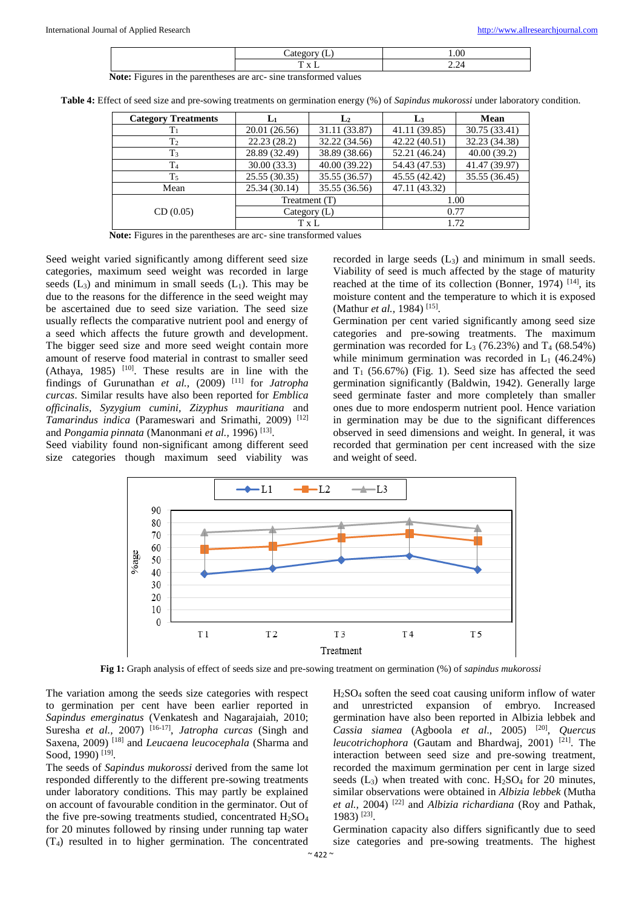| | Category (L) | 1.00 |
|---|---|---|
| | T x L | 2.24 |

**Note:** Figures in the parentheses are arc- sine transformed values

**Table 4:** Effect of seed size and pre-sowing treatments on germination energy (%) of *Sapindus mukorossi* under laboratory condition.

| Category Treatments | $L_1$ | $L_2$ | $L_3$ | Mean |
|---|---|---|---|---|
| $T_1$ | 20.01 (26.56) | 31.11 (33.87) | 41.11 (39.85) | 30.75 (33.41) |
| $T_2$ | 22.23 (28.2) | 32.22 (34.56) | 42.22 (40.51) | 32.23 (34.38) |
| $T_3$ | 28.89 (32.49) | 38.89 (38.66) | 52.21 (46.24) | 40.00 (39.2) |
| $T_4$ | 30.00 (33.3) | 40.00 (39.22) | 54.43 (47.53) | 41.47 (39.97) |
| $T_5$ | 25.55 (30.35) | 35.55 (36.57) | 45.55 (42.42) | 35.55 (36.45) |
| Mean | 25.34 (30.14) | 35.55 (36.56) | 47.11 (43.32) | |
| CD (0.05) | Treatment (T) | | 1.00 | |
| | Category (L) | | 0.77 | |
| | T x L | | 1.72 | |

**Note:** Figures in the parentheses are arc- sine transformed values

Seed weight varied significantly among different seed size categories, maximum seed weight was recorded in large seeds ($L_3$) and minimum in small seeds ($L_1$). This may be due to the reasons for the difference in the seed weight may be ascertained due to seed size variation. The seed size usually reflects the comparative nutrient pool and energy of a seed which affects the future growth and development. The bigger seed size and more seed weight contain more amount of reserve food material in contrast to smaller seed (Athaya, 1985) [10]. These results are in line with the findings of Gurunathan *et al.,* (2009) [11] for *Jatropha curcas*. Similar results have also been reported for *Emblica officinalis*, *Syzygium cumini*, *Zizyphus mauritiana* and *Tamarindus indica* (Parameswari and Srimathi, 2009) [12] and *Pongamia pinnata* (Manonmani *et al.,* 1996) [13].

Seed viability found non-significant among different seed size categories though maximum seed viability was recorded in large seeds ($L_3$) and minimum in small seeds. Viability of seed is much affected by the stage of maturity reached at the time of its collection (Bonner, 1974) [14], its moisture content and the temperature to which it is exposed (Mathur *et al.,* 1984) [15].

Germination per cent varied significantly among seed size categories and pre-sowing treatments. The maximum germination was recorded for $L_3$ (76.23%) and $T_4$ (68.54%) while minimum germination was recorded in $L_1$ (46.24%) and $T_1$ (56.67%) (Fig. 1). Seed size has affected the seed germination significantly (Baldwin, 1942). Generally large seed germinate faster and more completely than smaller ones due to more endosperm nutrient pool. Hence variation in germination may be due to the significant differences observed in seed dimensions and weight. In general, it was recorded that germination per cent increased with the size and weight of seed.

L1
L2
L3
%age
90
80
70
60
50
40
30
20
10
0
T1
T2
T3
T4
T5
Treatment

**Fig 1:** Graph analysis of effect of seeds size and pre-sowing treatment on germination (%) of *sapindus mukorossi*

The variation among the seeds size categories with respect to germination per cent have been earlier reported in *Sapindus emerginatus* (Venkatesh and Nagarajaiah, 2010; Suresha *et al.,* 2007) [16-17], *Jatropha curcas* (Singh and Saxena, 2009) [18] and *Leucaena leucocephala* (Sharma and Sood, 1990) [19].

The seeds of *Sapindus mukorossi* derived from the same lot responded differently to the different pre-sowing treatments under laboratory conditions. This may partly be explained on account of favourable condition in the germinator. Out of the five pre-sowing treatments studied, concentrated $H_2SO_4$ for 20 minutes followed by rinsing under running tap water ($T_4$) resulted in to higher germination. The concentrated $H_2SO_4$ soften the seed coat causing uniform inflow of water and unrestricted expansion of embryo. Increased germination have also been reported in Albizia lebbek and *Cassia siamea* (Agboola *et al.,* 2005) [20], *Quercus leucotrichophora* (Gautam and Bhardwaj, 2001) [21]. The interaction between seed size and pre-sowing treatment, recorded the maximum germination per cent in large sized seeds ($L_3$) when treated with conc. $H_2SO_4$ for 20 minutes, similar observations were obtained in *Albizia lebbek* (Mutha *et al.,* 2004) [22] and *Albizia richardiana* (Roy and Pathak, 1983) [23].

Germination capacity also differs significantly due to seed size categories and pre-sowing treatments. The highest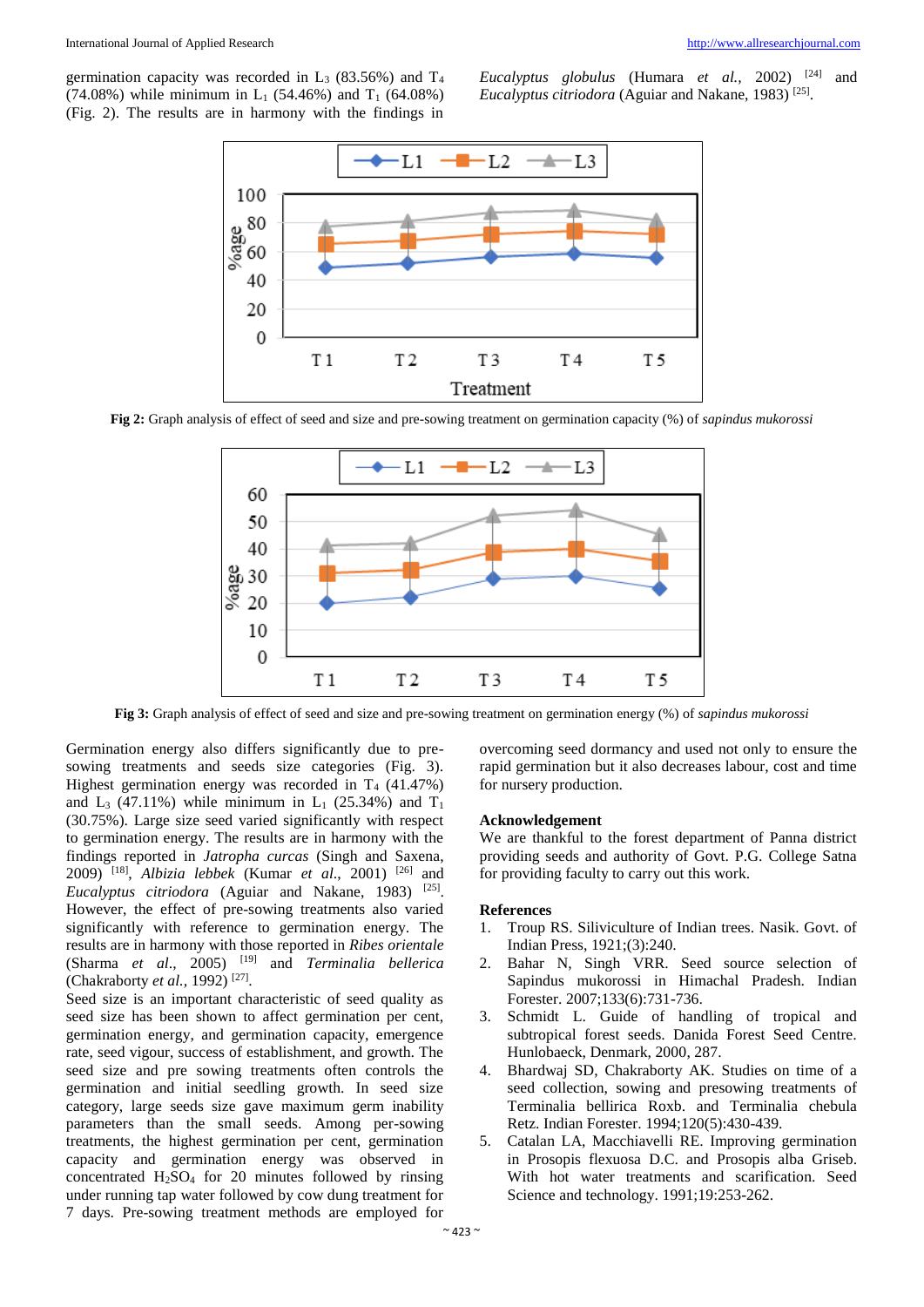germination capacity was recorded in $L_3$ (83.56%) and $T_4$ (74.08%) while minimum in $L_1$ (54.46%) and $T_1$ (64.08%) (Fig. 2). The results are in harmony with the findings in *Eucalyptus globulus* (Humara *et al.*, 2002) [24] and *Eucalyptus citriodora* (Aguiar and Nakane, 1983) [25].

**Fig 2:** Graph analysis of effect of seed and size and pre-sowing treatment on germination capacity (%) of *sapindus mukorossi*

**Fig 3:** Graph analysis of effect of seed and size and pre-sowing treatment on germination energy (%) of *sapindus mukorossi*

Germination energy also differs significantly due to pre-sowing treatments and seeds size categories (Fig. 3). Highest germination energy was recorded in $T_4$ (41.47%) and $L_3$ (47.11%) while minimum in $L_1$ (25.34%) and $T_1$ (30.75%). Large size seed varied significantly with respect to germination energy. The results are in harmony with the findings reported in *Jatropha curcas* (Singh and Saxena, 2009) [18], *Albizia lebbek* (Kumar *et al.*, 2001) [26] and *Eucalyptus citriodora* (Aguiar and Nakane, 1983) [25]. However, the effect of pre-sowing treatments also varied significantly with reference to germination energy. The results are in harmony with those reported in *Ribes orientale* (Sharma *et al.*, 2005) [19] and *Terminalia bellerica* (Chakraborty *et al.*, 1992) [27].

Seed size is an important characteristic of seed quality as seed size has been shown to affect germination per cent, germination energy, and germination capacity, emergence rate, seed vigour, success of establishment, and growth. The seed size and pre sowing treatments often controls the germination and initial seedling growth. In seed size category, large seeds size gave maximum germ inability parameters than the small seeds. Among per-sowing treatments, the highest germination per cent, germination capacity and germination energy was observed in concentrated $H_2SO_4$ for 20 minutes followed by rinsing under running tap water followed by cow dung treatment for 7 days. Pre-sowing treatment methods are employed for overcoming seed dormancy and used not only to ensure the rapid germination but it also decreases labour, cost and time for nursery production.

## Acknowledgement

We are thankful to the forest department of Panna district providing seeds and authority of Govt. P.G. College Satna for providing faculty to carry out this work.

## References

1. Troup RS. Siliviculture of Indian trees. Nasik. Govt. of Indian Press, 1921;(3):240.
2. Bahar N, Singh VRR. Seed source selection of Sapindus mukorossi in Himachal Pradesh. Indian Forester. 2007;133(6):731-736.
3. Schmidt L. Guide of handling of tropical and subtropical forest seeds. Danida Forest Seed Centre. Hunlobaeck, Denmark, 2000, 287.
4. Bhardwaj SD, Chakraborty AK. Studies on time of a seed collection, sowing and presowing treatments of Terminalia bellirica Roxb. and Terminalia chebula Retz. Indian Forester. 1994;120(5):430-439.
5. Catalan LA, Macchiavelli RE. Improving germination in Prosopis flexuosa D.C. and Prosopis alba Griseb. With hot water treatments and scarification. Seed Science and technology. 1991;19:253-262.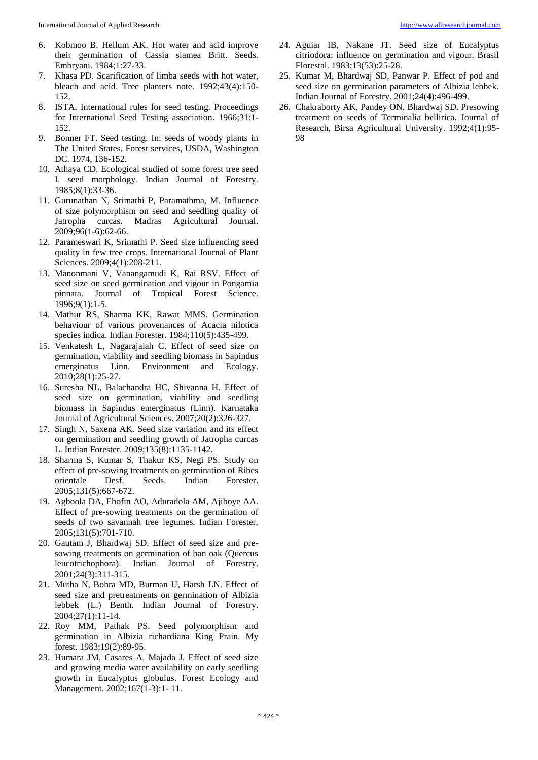6. Kobmoo B, Hellum AK. Hot water and acid improve their germination of Cassia siamea Britt. Seeds. Embryani. 1984;1:27-33.
7. Khasa PD. Scarification of limba seeds with hot water, bleach and acid. Tree planters note. 1992;43(4):150-152.
8. ISTA. International rules for seed testing. Proceedings for International Seed Testing association. 1966;31:1-152.
9. Bonner FT. Seed testing. In: seeds of woody plants in The United States. Forest services, USDA, Washington DC. 1974, 136-152.
10. Athaya CD. Ecological studied of some forest tree seed I. seed morphology. Indian Journal of Forestry. 1985;8(1):33-36.
11. Gurunathan N, Srimathi P, Paramathma, M. Influence of size polymorphism on seed and seedling quality of Jatropha curcas. Madras Agricultural Journal. 2009;96(1-6):62-66.
12. Parameswari K, Srimathi P. Seed size influencing seed quality in few tree crops. International Journal of Plant Sciences. 2009;4(1):208-211.
13. Manonmani V, Vanangamudi K, Rai RSV. Effect of seed size on seed germination and vigour in Pongamia pinnata. Journal of Tropical Forest Science. 1996;9(1):1-5.
14. Mathur RS, Sharma KK, Rawat MMS. Germination behaviour of various provenances of Acacia nilotica species indica. Indian Forester. 1984;110(5):435-499.
15. Venkatesh L, Nagarajaiah C. Effect of seed size on germination, viability and seedling biomass in Sapindus emerginatus Linn. Environment and Ecology. 2010;28(1):25-27.
16. Suresha NL, Balachandra HC, Shivanna H. Effect of seed size on germination, viability and seedling biomass in Sapindus emerginatus (Linn). Karnataka Journal of Agricultural Sciences. 2007;20(2):326-327.
17. Singh N, Saxena AK. Seed size variation and its effect on germination and seedling growth of Jatropha curcas L. Indian Forester. 2009;135(8):1135-1142.
18. Sharma S, Kumar S, Thakur KS, Negi PS. Study on effect of pre-sowing treatments on germination of Ribes orientale Desf. Seeds. Indian Forester. 2005;131(5):667-672.
19. Agboola DA, Ebofin AO, Aduradola AM, Ajiboye AA. Effect of pre-sowing treatments on the germination of seeds of two savannah tree legumes. Indian Forester, 2005;131(5):701-710.
20. Gautam J, Bhardwaj SD. Effect of seed size and pre-sowing treatments on germination of ban oak (Quercus leucotrichophora). Indian Journal of Forestry. 2001;24(3):311-315.
21. Mutha N, Bohra MD, Burman U, Harsh LN. Effect of seed size and pretreatments on germination of Albizia lebbek (L.) Benth. Indian Journal of Forestry. 2004;27(1):11-14.
22. Roy MM, Pathak PS. Seed polymorphism and germination in Albizia richardiana King Prain. My forest. 1983;19(2):89-95.
23. Humara JM, Casares A, Majada J. Effect of seed size and growing media water availability on early seedling growth in Eucalyptus globulus. Forest Ecology and Management. 2002;167(1-3):1- 11.
24. Aguiar IB, Nakane JT. Seed size of Eucalyptus citriodora: influence on germination and vigour. Brasil Florestal. 1983;13(53):25-28.
25. Kumar M, Bhardwaj SD, Panwar P. Effect of pod and seed size on germination parameters of Albizia lebbek. Indian Journal of Forestry. 2001;24(4):496-499.
26. Chakraborty AK, Pandey ON, Bhardwaj SD. Presowing treatment on seeds of Terminalia bellirica. Journal of Research, Birsa Agricultural University. 1992;4(1):95-98